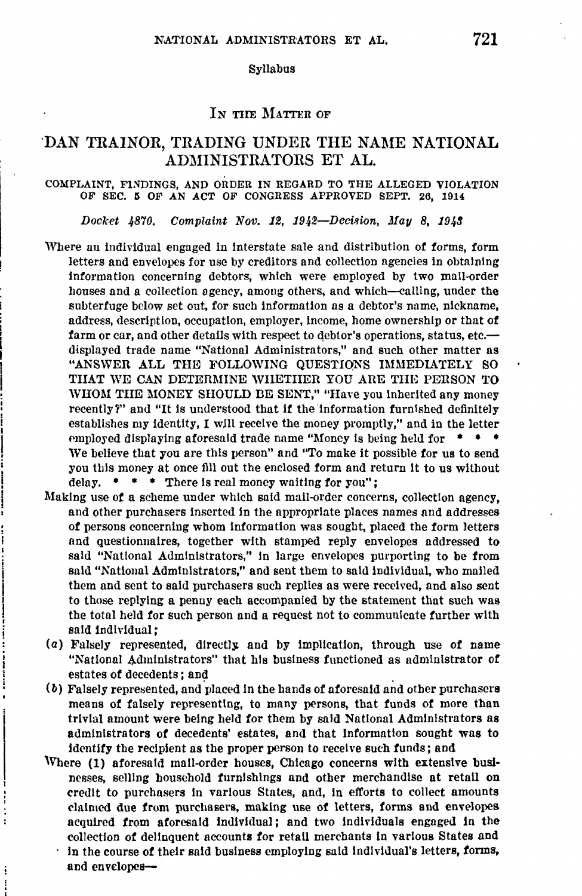Syllabus

IN THE MATTER OF

# DAN TRAINOR, TRADING UNDER THE NAME NATIONAL ADMINISTRATORS ET AL.

COMPLAINT, FINDINGS, AND ORDER IN REGARD TO THE ALLEGED VIOLATION OF SEC. 5 OF AN ACT OF CONGRESS APPROVED SEPT. 26, 1914

*Docket 4870. Complaint Nov. 12, 1942—Decision, May 8, 1943*

Where an individual engaged in interstate sale and distribution of forms, form letters and envelopes for use by creditors and collection agencies in obtaining information concerning debtors, which were employed by two mail-order houses and a collection agency, among others, and which—calling, under the subterfuge below set out, for such information as a debtor's name, nickname, address, description, occupation, employer, income, home ownership or that of farm or car, and other details with respect to debtor's operations, status, etc.—displayed trade name "National Administrators," and such other matter as "ANSWER ALL THE FOLLOWING QUESTIONS IMMEDIATELY SO THAT WE CAN DETERMINE WHETHER YOU ARE THE PERSON TO WHOM THE MONEY SHOULD BE SENT," "Have you inherited any money recently?" and "It is understood that if the information furnished definitely establishes my identity, I will receive the money promptly," and in the letter employed displaying aforesaid trade name "Money is being held for * * * We believe that you are this person" and "To make it possible for us to send you this money at once fill out the enclosed form and return it to us without delay. * * * There is real money waiting for you";

Making use of a scheme under which said mail-order concerns, collection agency, and other purchasers inserted in the appropriate places names and addresses of persons concerning whom information was sought, placed the form letters and questionnaires, together with stamped reply envelopes addressed to said "National Administrators," in large envelopes purporting to be from said "National Administrators," and sent them to said individual, who mailed them and sent to said purchasers such replies as were received, and also sent to those replying a penny each accompanied by the statement that such was the total held for such person and a request not to communicate further with said individual;

(*a*) Falsely represented, directly and by implication, through use of name "National Administrators" that his business functioned as administrator of estates of decedents; and

(*b*) Falsely represented, and placed in the hands of aforesaid and other purchasers means of falsely representing, to many persons, that funds of more than trivial amount were being held for them by said National Administrators as administrators of decedents' estates, and that information sought was to identify the recipient as the proper person to receive such funds; and

Where (1) aforesaid mail-order houses, Chicago concerns with extensive businesses, selling household furnishings and other merchandise at retail on credit to purchasers in various States, and, in efforts to collect amounts claimed due from purchasers, making use of letters, forms and envelopes acquired from aforesaid individual; and two individuals engaged in the collection of delinquent accounts for retail merchants in various States and in the course of their said business employing said individual's letters, forms, and envelopes—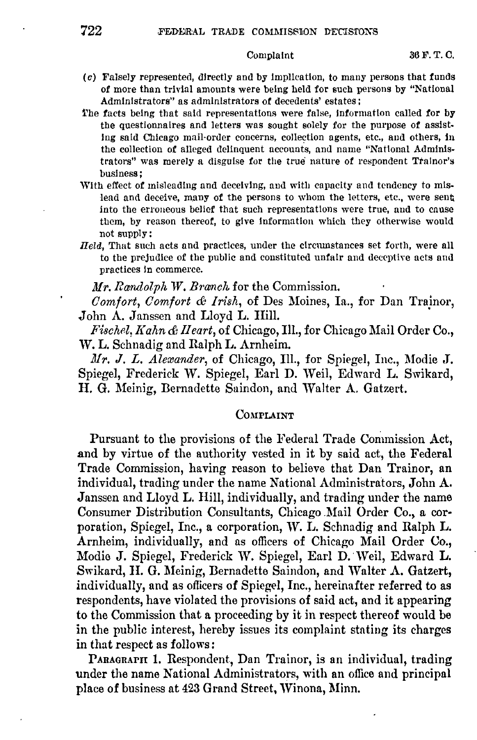(c) Falsely represented, directly and by implication, to many persons that funds of more than trivial amounts were being held for such persons by "National Administrators" as administrators of decedents' estates;

The facts being that said representations were false, information called for by the questionnaires and letters was sought solely for the purpose of assisting said Chicago mail-order concerns, collection agents, etc., and others, in the collection of alleged delinquent accounts, and name "National Administrators" was merely a disguise for the true nature of respondent Trainor's business;

With effect of misleading and deceiving, and with capacity and tendency to mislead and deceive, many of the persons to whom the letters, etc., were sent into the erroneous belief that such representations were true, and to cause them, by reason thereof, to give information which they otherwise would not supply:

*Held*, That such acts and practices, under the circumstances set forth, were all to the prejudice of the public and constituted unfair and deceptive acts and practices in commerce.

*Mr. Randolph W. Branch* for the Commission.

*Comfort, Comfort & Irish*, of Des Moines, Ia., for Dan Trainor, John A. Janssen and Lloyd L. Hill.

*Fischel, Kahn & Heart*, of Chicago, Ill., for Chicago Mail Order Co., W. L. Schnadig and Ralph L. Arnheim.

*Mr. J. L. Alexander*, of Chicago, Ill., for Spiegel, Inc., Modie J. Spiegel, Frederick W. Spiegel, Earl D. Weil, Edward L. Swikard, H. G. Meinig, Bernadette Saindon, and Walter A. Gatzert.

## COMPLAINT

Pursuant to the provisions of the Federal Trade Commission Act, and by virtue of the authority vested in it by said act, the Federal Trade Commission, having reason to believe that Dan Trainor, an individual, trading under the name National Administrators, John A. Janssen and Lloyd L. Hill, individually, and trading under the name Consumer Distribution Consultants, Chicago Mail Order Co., a corporation, Spiegel, Inc., a corporation, W. L. Schnadig and Ralph L. Arnheim, individually, and as officers of Chicago Mail Order Co., Modie J. Spiegel, Frederick W. Spiegel, Earl D. Weil, Edward L. Swikard, H. G. Meinig, Bernadette Saindon, and Walter A. Gatzert, individually, and as officers of Spiegel, Inc., hereinafter referred to as respondents, have violated the provisions of said act, and it appearing to the Commission that a proceeding by it in respect thereof would be in the public interest, hereby issues its complaint stating its charges in that respect as follows:

PARAGRAPH 1. Respondent, Dan Trainor, is an individual, trading under the name National Administrators, with an office and principal place of business at 423 Grand Street, Winona, Minn.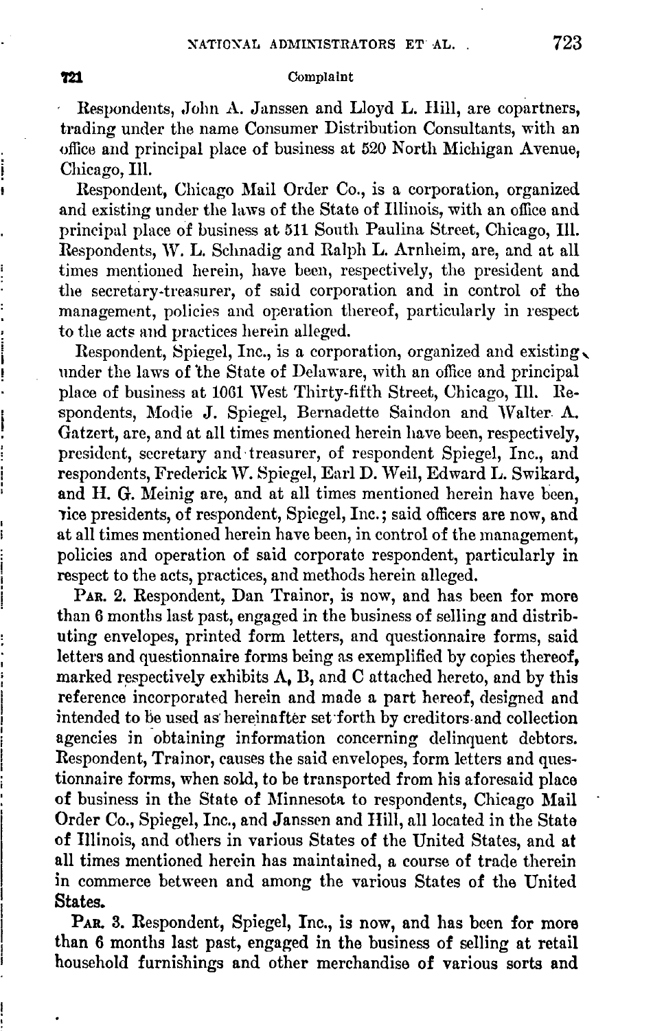Respondents, John A. Janssen and Lloyd L. Hill, are copartners, trading under the name Consumer Distribution Consultants, with an office and principal place of business at 520 North Michigan Avenue, Chicago, Ill.

Respondent, Chicago Mail Order Co., is a corporation, organized and existing under the laws of the State of Illinois, with an office and principal place of business at 511 South Paulina Street, Chicago, Ill. Respondents, W. L. Schnadig and Ralph L. Arnheim, are, and at all times mentioned herein, have been, respectively, the president and the secretary-treasurer, of said corporation and in control of the management, policies and operation thereof, particularly in respect to the acts and practices herein alleged.

Respondent, Spiegel, Inc., is a corporation, organized and existing under the laws of the State of Delaware, with an office and principal place of business at 1061 West Thirty-fifth Street, Chicago, Ill. Respondents, Modie J. Spiegel, Bernadette Saindon and Walter A. Gatzert, are, and at all times mentioned herein have been, respectively, president, secretary and treasurer, of respondent Spiegel, Inc., and respondents, Frederick W. Spiegel, Earl D. Weil, Edward L. Swikard, and H. G. Meinig are, and at all times mentioned herein have been, vice presidents, of respondent, Spiegel, Inc.; said officers are now, and at all times mentioned herein have been, in control of the management, policies and operation of said corporate respondent, particularly in respect to the acts, practices, and methods herein alleged.

PAR. 2. Respondent, Dan Trainor, is now, and has been for more than 6 months last past, engaged in the business of selling and distributing envelopes, printed form letters, and questionnaire forms, said letters and questionnaire forms being as exemplified by copies thereof, marked respectively exhibits A, B, and C attached hereto, and by this reference incorporated herein and made a part hereof, designed and intended to be used as hereinafter set forth by creditors and collection agencies in obtaining information concerning delinquent debtors. Respondent, Trainor, causes the said envelopes, form letters and questionnaire forms, when sold, to be transported from his aforesaid place of business in the State of Minnesota to respondents, Chicago Mail Order Co., Spiegel, Inc., and Janssen and Hill, all located in the State of Illinois, and others in various States of the United States, and at all times mentioned herein has maintained, a course of trade therein in commerce between and among the various States of the United States.

PAR. 3. Respondent, Spiegel, Inc., is now, and has been for more than 6 months last past, engaged in the business of selling at retail household furnishings and other merchandise of various sorts and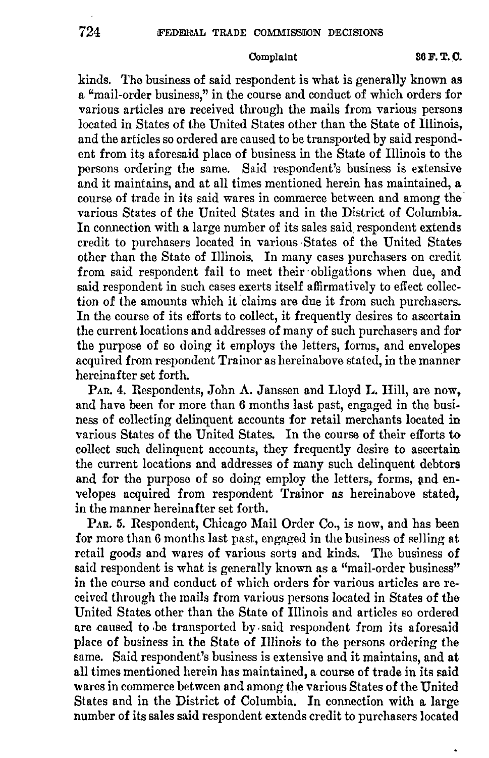kinds. The business of said respondent is what is generally known as a "mail-order business," in the course and conduct of which orders for various articles are received through the mails from various persons located in States of the United States other than the State of Illinois, and the articles so ordered are caused to be transported by said respondent from its aforesaid place of business in the State of Illinois to the persons ordering the same. Said respondent's business is extensive and it maintains, and at all times mentioned herein has maintained, a course of trade in its said wares in commerce between and among the various States of the United States and in the District of Columbia. In connection with a large number of its sales said respondent extends credit to purchasers located in various States of the United States other than the State of Illinois. In many cases purchasers on credit from said respondent fail to meet their obligations when due, and said respondent in such cases exerts itself affirmatively to effect collection of the amounts which it claims are due it from such purchasers. In the course of its efforts to collect, it frequently desires to ascertain the current locations and addresses of many of such purchasers and for the purpose of so doing it employs the letters, forms, and envelopes acquired from respondent Trainor as hereinabove stated, in the manner hereinafter set forth.

PAR. 4. Respondents, John A. Janssen and Lloyd L. Hill, are now, and have been for more than 6 months last past, engaged in the business of collecting delinquent accounts for retail merchants located in various States of the United States. In the course of their efforts to collect such delinquent accounts, they frequently desire to ascertain the current locations and addresses of many such delinquent debtors and for the purpose of so doing employ the letters, forms, and envelopes acquired from respondent Trainor as hereinabove stated, in the manner hereinafter set forth.

PAR. 5. Respondent, Chicago Mail Order Co., is now, and has been for more than 6 months last past, engaged in the business of selling at retail goods and wares of various sorts and kinds. The business of said respondent is what is generally known as a "mail-order business" in the course and conduct of which orders for various articles are received through the mails from various persons located in States of the United States other than the State of Illinois and articles so ordered are caused to be transported by said respondent from its aforesaid place of business in the State of Illinois to the persons ordering the same. Said respondent's business is extensive and it maintains, and at all times mentioned herein has maintained, a course of trade in its said wares in commerce between and among the various States of the United States and in the District of Columbia. In connection with a large number of its sales said respondent extends credit to purchasers located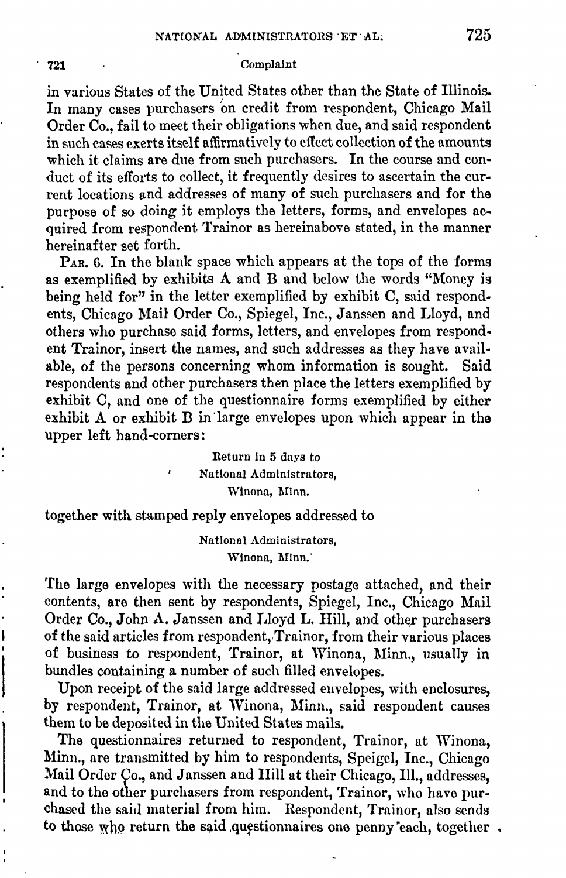in various States of the United States other than the State of Illinois. In many cases purchasers on credit from respondent, Chicago Mail Order Co., fail to meet their obligations when due, and said respondent in such cases exerts itself affirmatively to effect collection of the amounts which it claims are due from such purchasers. In the course and conduct of its efforts to collect, it frequently desires to ascertain the current locations and addresses of many of such purchasers and for the purpose of so doing it employs the letters, forms, and envelopes acquired from respondent Trainor as hereinabove stated, in the manner hereinafter set forth.

PAR. 6. In the blank space which appears at the tops of the forms as exemplified by exhibits A and B and below the words "Money is being held for" in the letter exemplified by exhibit C, said respondents, Chicago Mail Order Co., Spiegel, Inc., Janssen and Lloyd, and others who purchase said forms, letters, and envelopes from respondent Trainor, insert the names, and such addresses as they have available, of the persons concerning whom information is sought. Said respondents and other purchasers then place the letters exemplified by exhibit C, and one of the questionnaire forms exemplified by either exhibit A or exhibit B in large envelopes upon which appear in the upper left hand-corners:

Return in 5 days to
National Administrators,
Winona, Minn.

together with stamped reply envelopes addressed to

National Administrators,
Winona, Minn.

The large envelopes with the necessary postage attached, and their contents, are then sent by respondents, Spiegel, Inc., Chicago Mail Order Co., John A. Janssen and Lloyd L. Hill, and other purchasers of the said articles from respondent, Trainor, from their various places of business to respondent, Trainor, at Winona, Minn., usually in bundles containing a number of such filled envelopes.

Upon receipt of the said large addressed envelopes, with enclosures, by respondent, Trainor, at Winona, Minn., said respondent causes them to be deposited in the United States mails.

The questionnaires returned to respondent, Trainor, at Winona, Minn., are transmitted by him to respondents, Speigel, Inc., Chicago Mail Order Co., and Janssen and Hill at their Chicago, Ill., addresses, and to the other purchasers from respondent, Trainor, who have purchased the said material from him. Respondent, Trainor, also sends to those who return the said questionnaires one penny each, together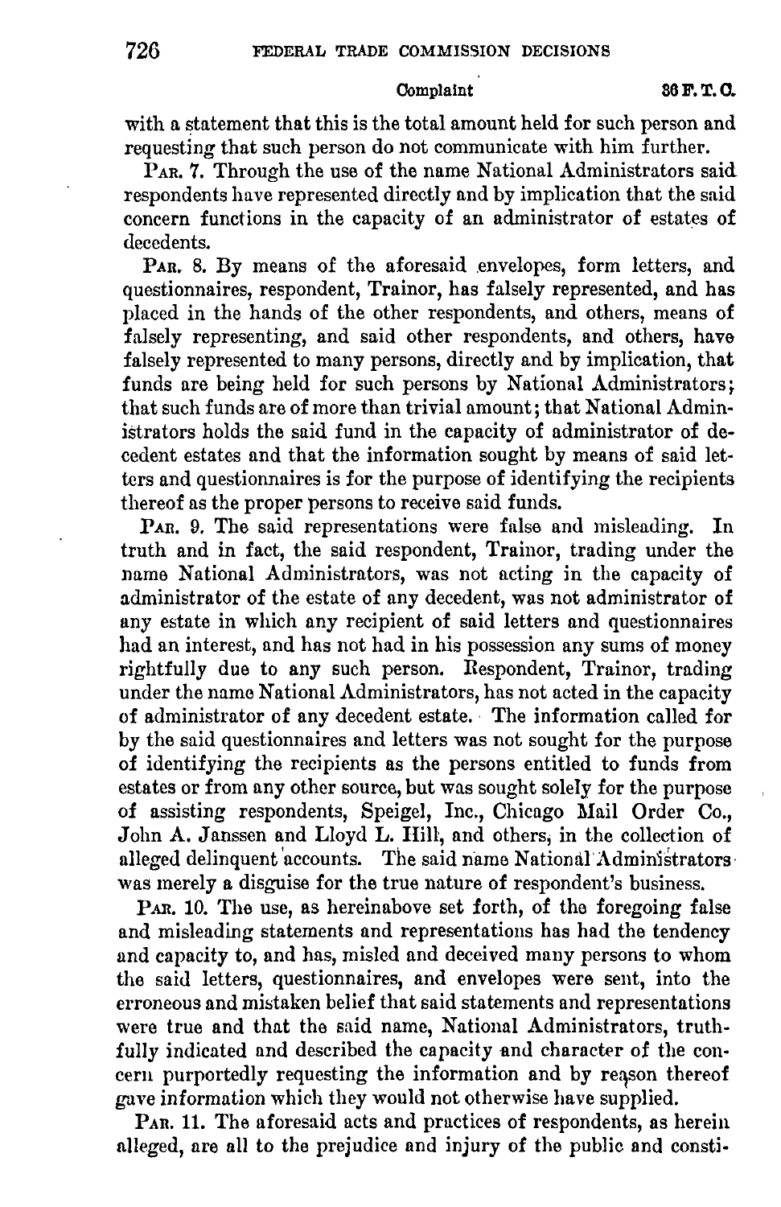with a statement that this is the total amount held for such person and requesting that such person do not communicate with him further.

PAR. 7. Through the use of the name National Administrators said respondents have represented directly and by implication that the said concern functions in the capacity of an administrator of estates of decedents.

PAR. 8. By means of the aforesaid envelopes, form letters, and questionnaires, respondent, Trainor, has falsely represented, and has placed in the hands of the other respondents, and others, means of falsely representing, and said other respondents, and others, have falsely represented to many persons, directly and by implication, that funds are being held for such persons by National Administrators; that such funds are of more than trivial amount; that National Administrators holds the said fund in the capacity of administrator of decedent estates and that the information sought by means of said letters and questionnaires is for the purpose of identifying the recipients thereof as the proper persons to receive said funds.

PAR. 9. The said representations were false and misleading. In truth and in fact, the said respondent, Trainor, trading under the name National Administrators, was not acting in the capacity of administrator of the estate of any decedent, was not administrator of any estate in which any recipient of said letters and questionnaires had an interest, and has not had in his possession any sums of money rightfully due to any such person. Respondent, Trainor, trading under the name National Administrators, has not acted in the capacity of administrator of any decedent estate. The information called for by the said questionnaires and letters was not sought for the purpose of identifying the recipients as the persons entitled to funds from estates or from any other source, but was sought solely for the purpose of assisting respondents, Speigel, Inc., Chicago Mail Order Co., John A. Janssen and Lloyd L. Hill, and others, in the collection of alleged delinquent accounts. The said name National Administrators was merely a disguise for the true nature of respondent's business.

PAR. 10. The use, as hereinabove set forth, of the foregoing false and misleading statements and representations has had the tendency and capacity to, and has, misled and deceived many persons to whom the said letters, questionnaires, and envelopes were sent, into the erroneous and mistaken belief that said statements and representations were true and that the said name, National Administrators, truthfully indicated and described the capacity and character of the concern purportedly requesting the information and by reason thereof gave information which they would not otherwise have supplied.

PAR. 11. The aforesaid acts and practices of respondents, as herein alleged, are all to the prejudice and injury of the public and consti-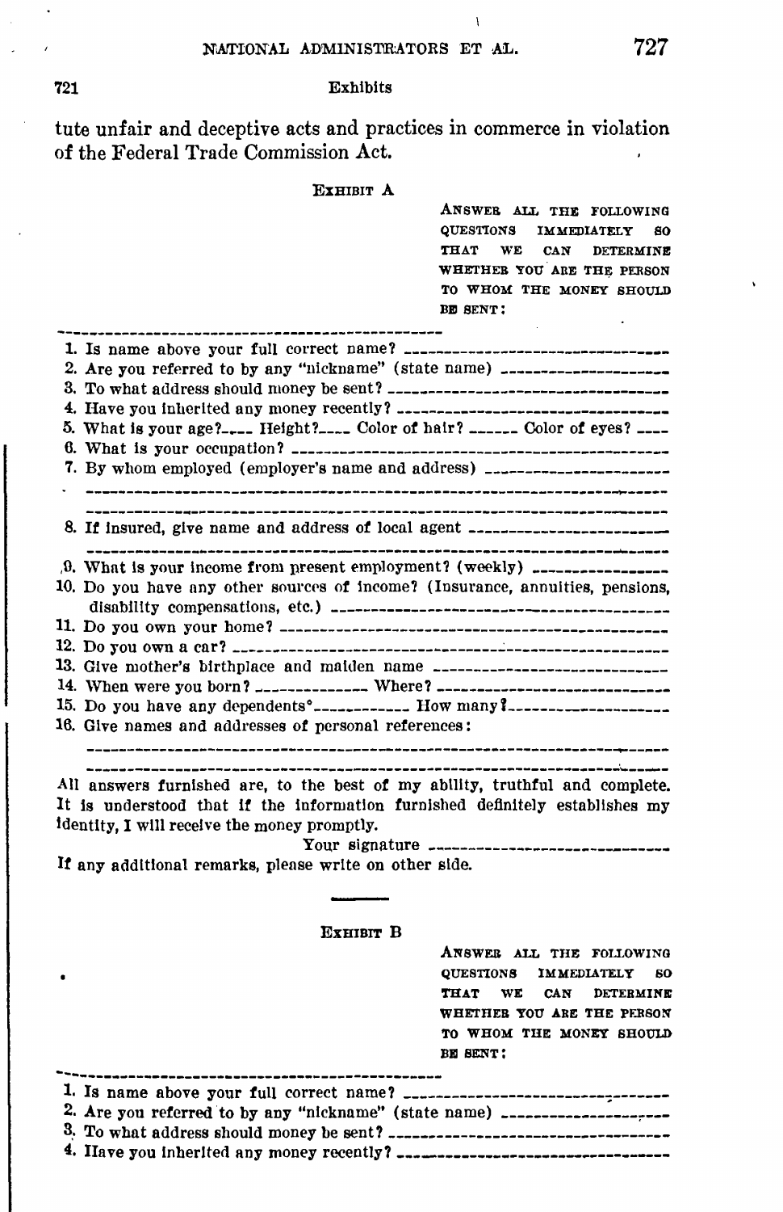tute unfair and deceptive acts and practices in commerce in violation of the Federal Trade Commission Act.

### Exhibit A

ANSWER ALL THE FOLLOWING QUESTIONS IMMEDIATELY SO THAT WE CAN DETERMINE WHETHER YOU ARE THE PERSON TO WHOM THE MONEY SHOULD BE SENT:

---

1. Is name above your full correct name? ______________________________
2. Are you referred to by any "nickname" (state name) __________________
3. To what address should money be sent? __________________________________
4. Have you inherited any money recently? _________________________________
5. What is your age?____ Height?____ Color of hair? ______ Color of eyes? ____
6. What is your occupation? ______________________________________________
7. By whom employed (employer's name and address) _____________________
   ______________________________________________________________________
   ______________________________________________________________________
8. If insured, give name and address of local agent _____________________
   ______________________________________________________________________
9. What is your income from present employment? (weekly) _______________
10. Do you have any other sources of income? (Insurance, annuities, pensions, disability compensations, etc.) ___________________________________________
11. Do you own your home? _________________________________________________
12. Do you own a car? ______________________________________________________
13. Give mother's birthplace and maiden name ____________________________
14. When were you born? ______________ Where? _____________________________
15. Do you have any dependents? ____________ How many? __________________
16. Give names and addresses of personal references:
    ______________________________________________________________________
    ______________________________________________________________________

All answers furnished are, to the best of my ability, truthful and complete. It is understood that if the information furnished definitely establishes my identity, I will receive the money promptly.

Your signature ____________________________

If any additional remarks, please write on other side.

---

### Exhibit B

ANSWER ALL THE FOLLOWING QUESTIONS IMMEDIATELY SO THAT WE CAN DETERMINE WHETHER YOU ARE THE PERSON TO WHOM THE MONEY SHOULD BE SENT:

---

1. Is name above your full correct name? ______________________________
2. Are you referred to by any "nickname" (state name) __________________
3. To what address should money be sent? __________________________________
4. Have you inherited any money recently? _________________________________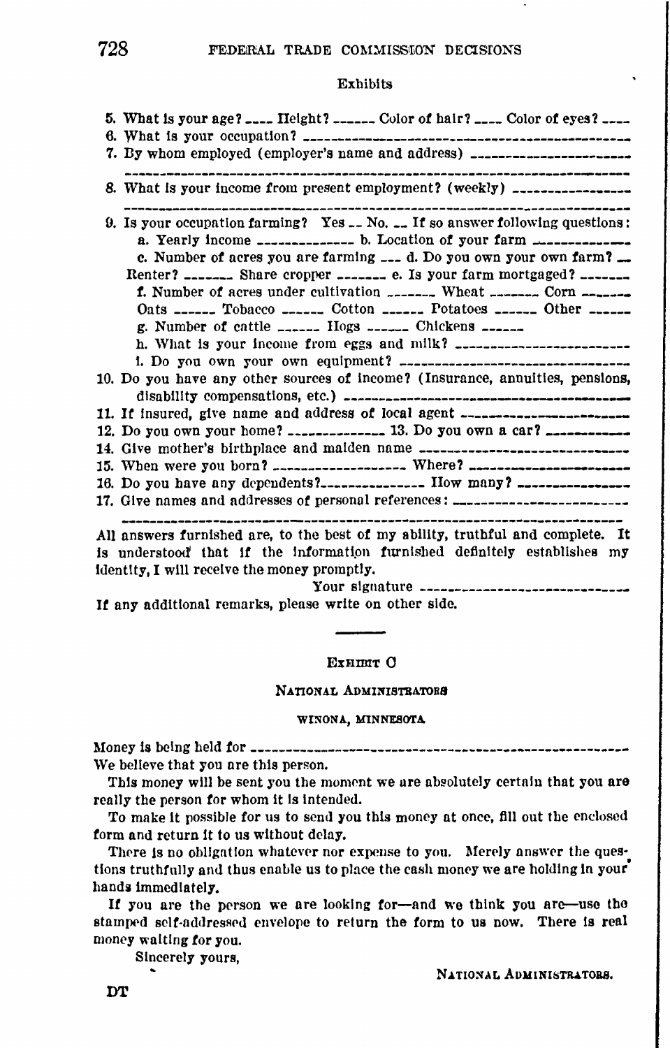Exhibits

5. What is your age? ____ Height? ______ Color of hair? ____ Color of eyes? ____
6. What is your occupation? ________________________________________________
7. By whom employed (employer's name and address) ____________________

   ____________________________________________________________________
8. What is your income from present employment? (weekly) _______________

   ____________________________________________________________________
9. Is your occupation farming? Yes __ No. __ If so answer following questions:
   a. Yearly income _____________ b. Location of your farm _____________
   c. Number of acres you are farming ___ d. Do you own your own farm? __
   Renter? _______ Share cropper _______ e. Is your farm mortgaged? ______
   f. Number of acres under cultivation _______ Wheat _______ Corn ______
   Oats ______ Tobacco ______ Cotton ______ Potatoes ______ Other ______
   g. Number of cattle ______ Hogs ______ Chickens ______
   h. What is your income from eggs and milk? ________________________
   i. Do you own your own equipment? _________________________________
10. Do you have any other sources of income? (Insurance, annuities, pensions, disability compensations, etc.) ____________________________________
11. If insured, give name and address of local agent _____________________
12. Do you own your home? _____________ 13. Do you own a car? __________
14. Give mother's birthplace and maiden name ____________________________
15. When were you born? __________________ Where? _____________________
16. Do you have any dependents?_______________ How many? ______________
17. Give names and addresses of personal references: _____________________

    ____________________________________________________________________

All answers furnished are, to the best of my ability, truthful and complete. It is understood that if the information furnished definitely establishes my identity, I will receive the money promptly.

Your signature ____________________________

If any additional remarks, please write on other side.

---

## Exhibit C

### National Administrators

#### Winona, Minnesota

Money is being held for _______________________________________________________

We believe that you are this person.

This money will be sent you the moment we are absolutely certain that you are really the person for whom it is intended.

To make it possible for us to send you this money at once, fill out the enclosed form and return it to us without delay.

There is no obligation whatever nor expense to you. Merely answer the questions truthfully and thus enable us to place the cash money we are holding in your hands immediately.

If you are the person we are looking for—and we think you are—use the stamped self-addressed envelope to return the form to us now. There is real money waiting for you.

Sincerely yours,

National Administrators.

DT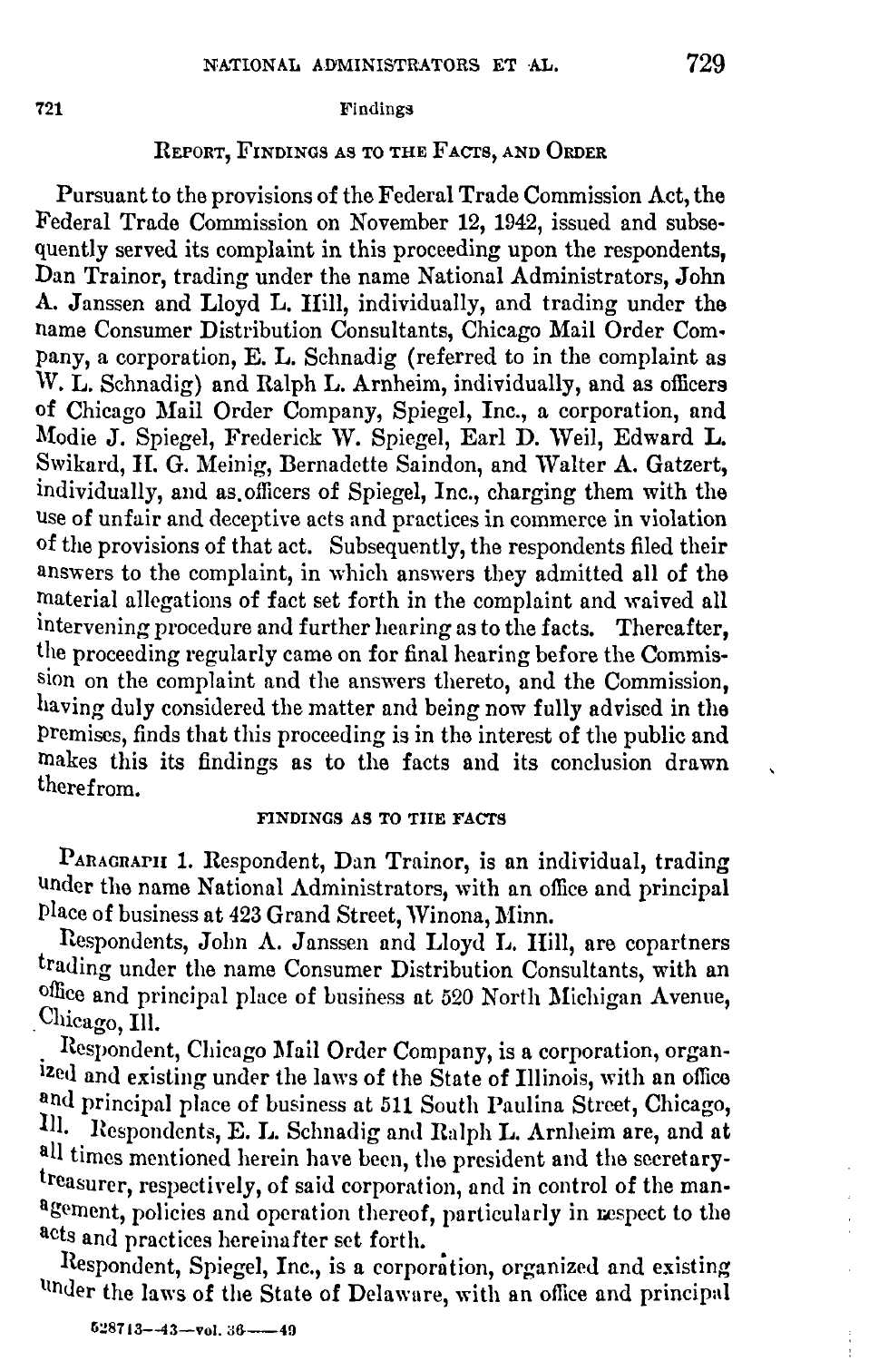## REPORT, FINDINGS AS TO THE FACTS, AND ORDER

Pursuant to the provisions of the Federal Trade Commission Act, the Federal Trade Commission on November 12, 1942, issued and subsequently served its complaint in this proceeding upon the respondents, Dan Trainor, trading under the name National Administrators, John A. Janssen and Lloyd L. Hill, individually, and trading under the name Consumer Distribution Consultants, Chicago Mail Order Company, a corporation, E. L. Schnadig (referred to in the complaint as W. L. Schnadig) and Ralph L. Arnheim, individually, and as officers of Chicago Mail Order Company, Spiegel, Inc., a corporation, and Modie J. Spiegel, Frederick W. Spiegel, Earl D. Weil, Edward L. Swikard, H. G. Meinig, Bernadette Saindon, and Walter A. Gatzert, individually, and as officers of Spiegel, Inc., charging them with the use of unfair and deceptive acts and practices in commerce in violation of the provisions of that act. Subsequently, the respondents filed their answers to the complaint, in which answers they admitted all of the material allegations of fact set forth in the complaint and waived all intervening procedure and further hearing as to the facts. Thereafter, the proceeding regularly came on for final hearing before the Commission on the complaint and the answers thereto, and the Commission, having duly considered the matter and being now fully advised in the premises, finds that this proceeding is in the interest of the public and makes this its findings as to the facts and its conclusion drawn therefrom.

### FINDINGS AS TO THE FACTS

PARAGRAPH 1. Respondent, Dan Trainor, is an individual, trading under the name National Administrators, with an office and principal place of business at 423 Grand Street, Winona, Minn.

Respondents, John A. Janssen and Lloyd L. Hill, are copartners trading under the name Consumer Distribution Consultants, with an office and principal place of business at 520 North Michigan Avenue, Chicago, Ill.

Respondent, Chicago Mail Order Company, is a corporation, organized and existing under the laws of the State of Illinois, with an office and principal place of business at 511 South Paulina Street, Chicago, Ill. Respondents, E. L. Schnadig and Ralph L. Arnheim are, and at all times mentioned herein have been, the president and the secretary-treasurer, respectively, of said corporation, and in control of the management, policies and operation thereof, particularly in respect to the acts and practices hereinafter set forth.

Respondent, Spiegel, Inc., is a corporation, organized and existing under the laws of the State of Delaware, with an office and principal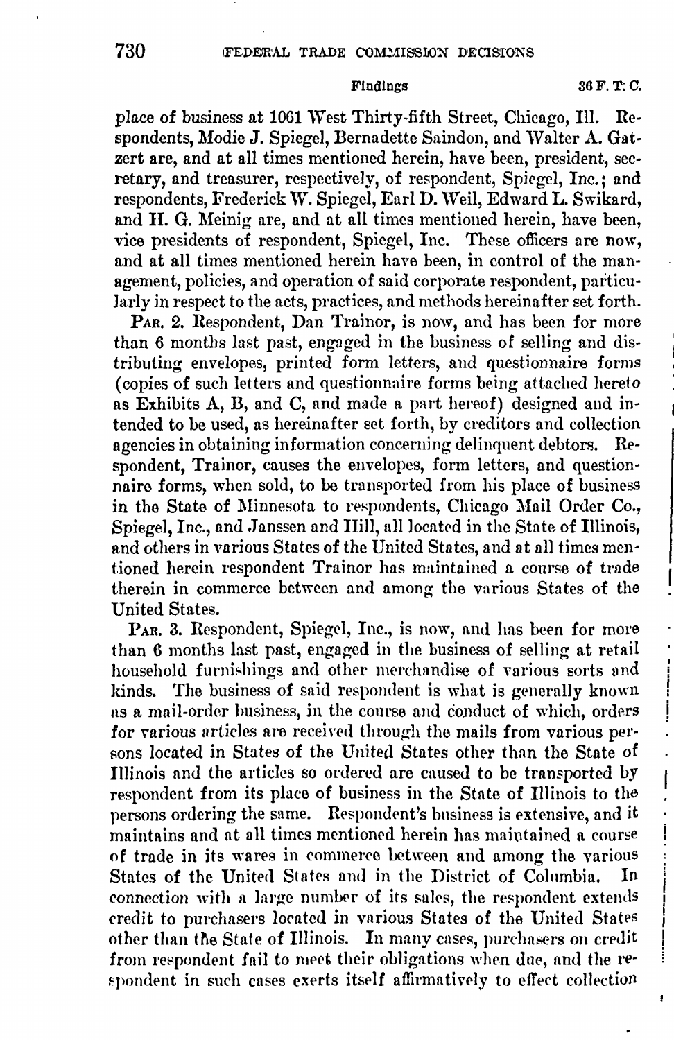place of business at 1061 West Thirty-fifth Street, Chicago, Ill. Respondents, Modie J. Spiegel, Bernadette Saindon, and Walter A. Gatzert are, and at all times mentioned herein, have been, president, secretary, and treasurer, respectively, of respondent, Spiegel, Inc.; and respondents, Frederick W. Spiegel, Earl D. Weil, Edward L. Swikard, and H. G. Meinig are, and at all times mentioned herein, have been, vice presidents of respondent, Spiegel, Inc. These officers are now, and at all times mentioned herein have been, in control of the management, policies, and operation of said corporate respondent, particularly in respect to the acts, practices, and methods hereinafter set forth.

PAR. 2. Respondent, Dan Trainor, is now, and has been for more than 6 months last past, engaged in the business of selling and distributing envelopes, printed form letters, and questionnaire forms (copies of such letters and questionnaire forms being attached hereto as Exhibits A, B, and C, and made a part hereof) designed and intended to be used, as hereinafter set forth, by creditors and collection agencies in obtaining information concerning delinquent debtors. Respondent, Trainor, causes the envelopes, form letters, and questionnaire forms, when sold, to be transported from his place of business in the State of Minnesota to respondents, Chicago Mail Order Co., Spiegel, Inc., and Janssen and Hill, all located in the State of Illinois, and others in various States of the United States, and at all times mentioned herein respondent Trainor has maintained a course of trade therein in commerce between and among the various States of the United States.

PAR. 3. Respondent, Spiegel, Inc., is now, and has been for more than 6 months last past, engaged in the business of selling at retail household furnishings and other merchandise of various sorts and kinds. The business of said respondent is what is generally known as a mail-order business, in the course and conduct of which, orders for various articles are received through the mails from various persons located in States of the United States other than the State of Illinois and the articles so ordered are caused to be transported by respondent from its place of business in the State of Illinois to the persons ordering the same. Respondent's business is extensive, and it maintains and at all times mentioned herein has maintained a course of trade in its wares in commerce between and among the various States of the United States and in the District of Columbia. In connection with a large number of its sales, the respondent extends credit to purchasers located in various States of the United States other than the State of Illinois. In many cases, purchasers on credit from respondent fail to meet their obligations when due, and the respondent in such cases exerts itself affirmatively to effect collection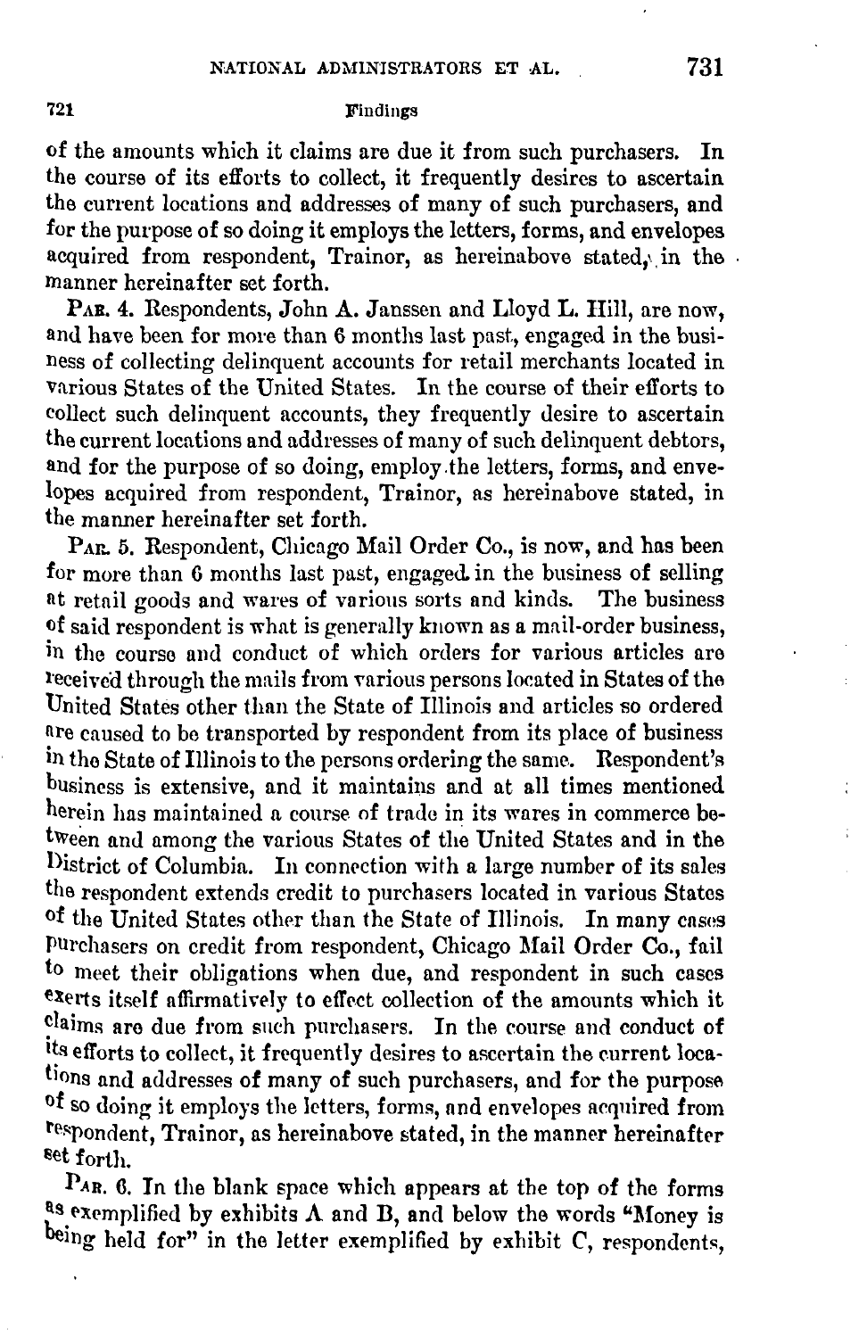of the amounts which it claims are due it from such purchasers. In the course of its efforts to collect, it frequently desires to ascertain the current locations and addresses of many of such purchasers, and for the purpose of so doing it employs the letters, forms, and envelopes acquired from respondent, Trainor, as hereinabove stated, in the manner hereinafter set forth.

PAR. 4. Respondents, John A. Janssen and Lloyd L. Hill, are now, and have been for more than 6 months last past, engaged in the business of collecting delinquent accounts for retail merchants located in various States of the United States. In the course of their efforts to collect such delinquent accounts, they frequently desire to ascertain the current locations and addresses of many of such delinquent debtors, and for the purpose of so doing, employ the letters, forms, and envelopes acquired from respondent, Trainor, as hereinabove stated, in the manner hereinafter set forth.

PAR. 5. Respondent, Chicago Mail Order Co., is now, and has been for more than 6 months last past, engaged in the business of selling at retail goods and wares of various sorts and kinds. The business of said respondent is what is generally known as a mail-order business, in the course and conduct of which orders for various articles are received through the mails from various persons located in States of the United States other than the State of Illinois and articles so ordered are caused to be transported by respondent from its place of business in the State of Illinois to the persons ordering the same. Respondent's business is extensive, and it maintains and at all times mentioned herein has maintained a course of trade in its wares in commerce between and among the various States of the United States and in the District of Columbia. In connection with a large number of its sales the respondent extends credit to purchasers located in various States of the United States other than the State of Illinois. In many cases purchasers on credit from respondent, Chicago Mail Order Co., fail to meet their obligations when due, and respondent in such cases exerts itself affirmatively to effect collection of the amounts which it claims are due from such purchasers. In the course and conduct of its efforts to collect, it frequently desires to ascertain the current locations and addresses of many of such purchasers, and for the purpose of so doing it employs the letters, forms, and envelopes acquired from respondent, Trainor, as hereinabove stated, in the manner hereinafter set forth.

PAR. 6. In the blank space which appears at the top of the forms as exemplified by exhibits A and B, and below the words "Money is being held for" in the letter exemplified by exhibit C, respondents,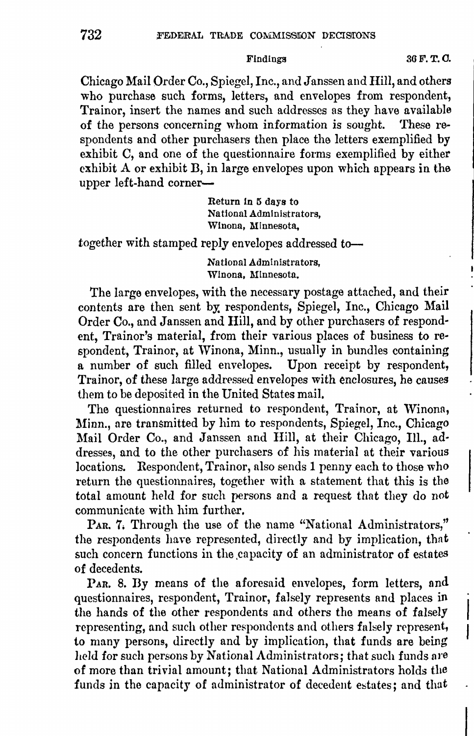Chicago Mail Order Co., Spiegel, Inc., and Janssen and Hill, and others who purchase such forms, letters, and envelopes from respondent, Trainor, insert the names and such addresses as they have available of the persons concerning whom information is sought. These respondents and other purchasers then place the letters exemplified by exhibit C, and one of the questionnaire forms exemplified by either exhibit A or exhibit B, in large envelopes upon which appears in the upper left-hand corner—

> Return in 5 days to
> National Administrators,
> Winona, Minnesota,

together with stamped reply envelopes addressed to—

> National Administrators,
> Winona, Minnesota.

The large envelopes, with the necessary postage attached, and their contents are then sent by respondents, Spiegel, Inc., Chicago Mail Order Co., and Janssen and Hill, and by other purchasers of respondent, Trainor's material, from their various places of business to respondent, Trainor, at Winona, Minn., usually in bundles containing a number of such filled envelopes. Upon receipt by respondent, Trainor, of these large addressed envelopes with enclosures, he causes them to be deposited in the United States mail.

The questionnaires returned to respondent, Trainor, at Winona, Minn., are transmitted by him to respondents, Spiegel, Inc., Chicago Mail Order Co., and Janssen and Hill, at their Chicago, Ill., addresses, and to the other purchasers of his material at their various locations. Respondent, Trainor, also sends 1 penny each to those who return the questionnaires, together with a statement that this is the total amount held for such persons and a request that they do not communicate with him further.

PAR. 7. Through the use of the name "National Administrators," the respondents have represented, directly and by implication, that such concern functions in the capacity of an administrator of estates of decedents.

PAR. 8. By means of the aforesaid envelopes, form letters, and questionnaires, respondent, Trainor, falsely represents and places in the hands of the other respondents and others the means of falsely representing, and such other respondents and others falsely represent, to many persons, directly and by implication, that funds are being held for such persons by National Administrators; that such funds are of more than trivial amount; that National Administrators holds the funds in the capacity of administrator of decedent estates; and that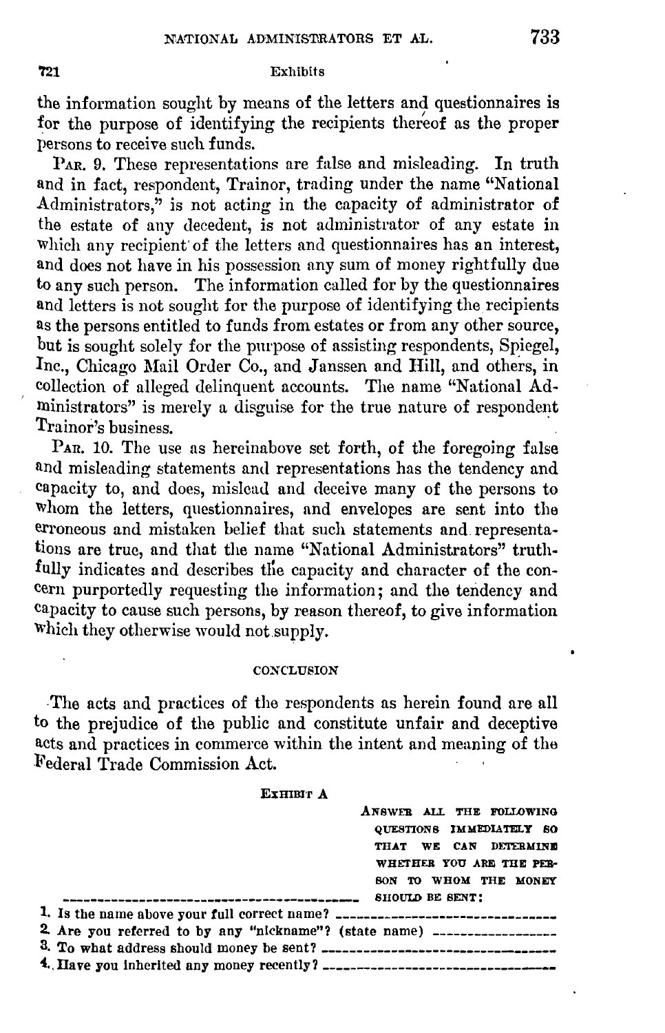the information sought by means of the letters and questionnaires is for the purpose of identifying the recipients thereof as the proper persons to receive such funds.

PAR. 9. These representations are false and misleading. In truth and in fact, respondent, Trainor, trading under the name "National Administrators," is not acting in the capacity of administrator of the estate of any decedent, is not administrator of any estate in which any recipient of the letters and questionnaires has an interest, and does not have in his possession any sum of money rightfully due to any such person. The information called for by the questionnaires and letters is not sought for the purpose of identifying the recipients as the persons entitled to funds from estates or from any other source, but is sought solely for the purpose of assisting respondents, Spiegel, Inc., Chicago Mail Order Co., and Janssen and Hill, and others, in collection of alleged delinquent accounts. The name "National Administrators" is merely a disguise for the true nature of respondent Trainor's business.

PAR. 10. The use as hereinabove set forth, of the foregoing false and misleading statements and representations has the tendency and capacity to, and does, mislead and deceive many of the persons to whom the letters, questionnaires, and envelopes are sent into the erroneous and mistaken belief that such statements and representations are true, and that the name "National Administrators" truthfully indicates and describes the capacity and character of the concern purportedly requesting the information; and the tendency and capacity to cause such persons, by reason thereof, to give information which they otherwise would not supply.

CONCLUSION

The acts and practices of the respondents as herein found are all to the prejudice of the public and constitute unfair and deceptive acts and practices in commerce within the intent and meaning of the Federal Trade Commission Act.

EXHIBIT A

ANSWER ALL THE FOLLOWING QUESTIONS IMMEDIATELY SO THAT WE CAN DETERMINE WHETHER YOU ARE THE PERSON TO WHOM THE MONEY SHOULD BE SENT:

\_\_\_\_\_\_\_\_\_\_\_\_\_\_\_\_\_\_\_\_\_\_\_\_\_\_\_\_\_\_\_\_\_\_\_\_\_\_\_\_

1. Is the name above your full correct name? \_\_\_\_\_\_\_\_\_\_\_\_\_\_\_\_\_\_\_\_\_\_\_\_\_\_\_\_\_\_
2. Are you referred to by any "nickname"? (state name) \_\_\_\_\_\_\_\_\_\_\_\_\_\_\_\_\_\_
3. To what address should money be sent? \_\_\_\_\_\_\_\_\_\_\_\_\_\_\_\_\_\_\_\_\_\_\_\_\_\_\_\_\_\_\_\_\_\_
4. Have you inherited any money recently? \_\_\_\_\_\_\_\_\_\_\_\_\_\_\_\_\_\_\_\_\_\_\_\_\_\_\_\_\_\_\_\_\_\_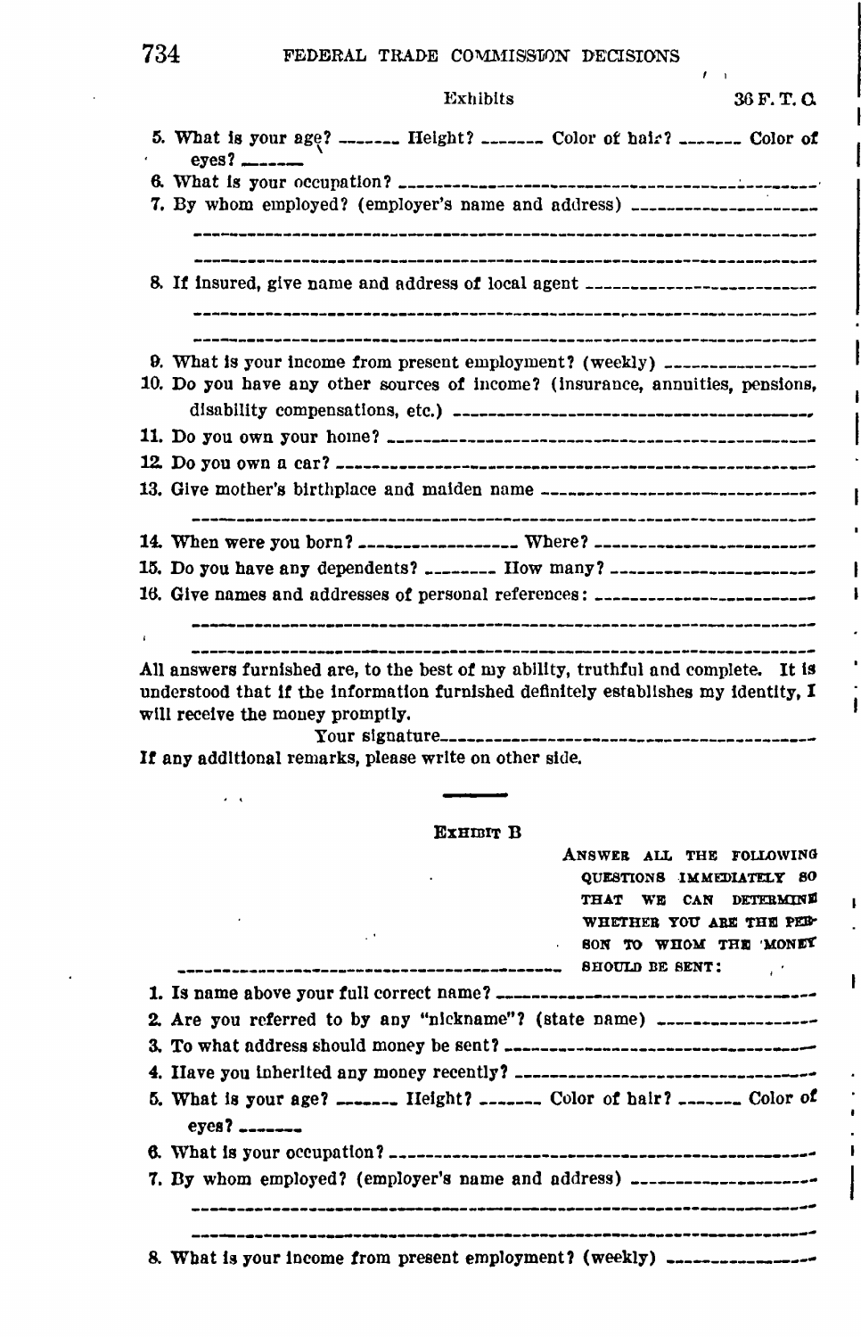5. What is your age? ______ Height? ______ Color of hair? ______ Color of eyes? ______
6. What is your occupation? ______________________________
7. By whom employed? (employer's name and address) ______________________________

______________________________

______________________________

8. If insured, give name and address of local agent ______________________________

______________________________

______________________________

9. What is your income from present employment? (weekly) ______________
10. Do you have any other sources of income? (insurance, annuities, pensions, disability compensations, etc.) ______________________________
11. Do you own your home? ______________________________
12. Do you own a car? ______________________________
13. Give mother's birthplace and maiden name ______________________________

______________________________

14. When were you born? ______________ Where? ______________________
15. Do you have any dependents? ________ How many? ______________________
16. Give names and addresses of personal references: ______________________

______________________________

______________________________

All answers furnished are, to the best of my ability, truthful and complete. It is understood that if the information furnished definitely establishes my identity, I will receive the money promptly.

Your signature______________________________

If any additional remarks, please write on other side.

---

### Exhibit B

ANSWER ALL THE FOLLOWING QUESTIONS IMMEDIATELY SO THAT WE CAN DETERMINE WHETHER YOU ARE THE PERSON TO WHOM THE MONEY SHOULD BE SENT:

______________________________

1. Is name above your full correct name? ______________________________
2. Are you referred to by any "nickname"? (state name) ______________
3. To what address should money be sent? ______________________________
4. Have you inherited any money recently? ______________________________
5. What is your age? ______ Height? ______ Color of hair? ______ Color of eyes? ______
6. What is your occupation? ______________________________
7. By whom employed? (employer's name and address) ______________________________

______________________________

______________________________

8. What is your income from present employment? (weekly) ______________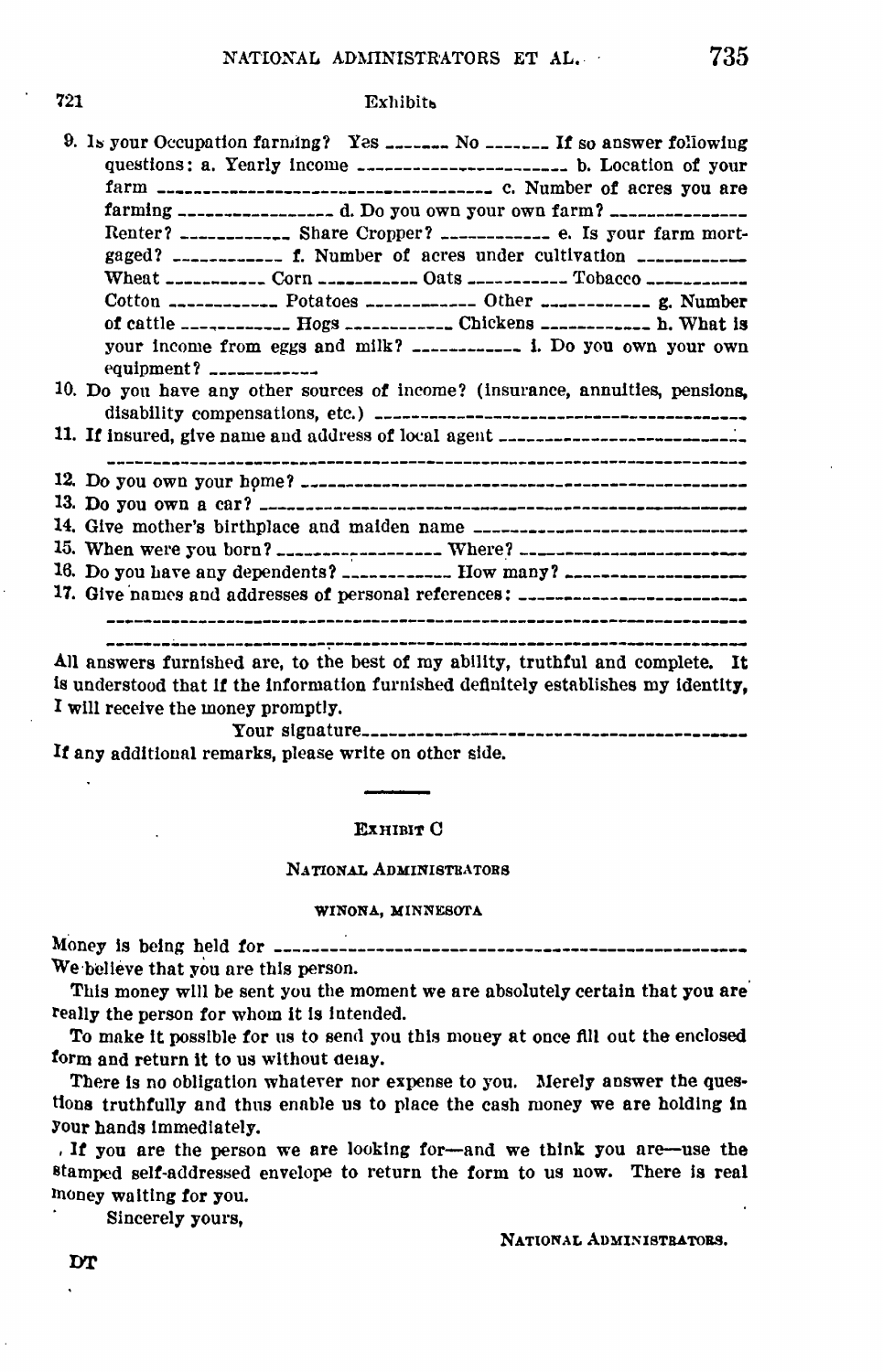9. Is your Occupation farming? Yes _______ No _______ If so answer following questions: a. Yearly income _______________________ b. Location of your farm ____________________________________ c. Number of acres you are farming _________________ d. Do you own your own farm? _______________ Renter? ____________ Share Cropper? ____________ e. Is your farm mortgaged? ____________ f. Number of acres under cultivation ____________ Wheat ___________ Corn ___________ Oats ___________ Tobacco ___________ Cotton ____________ Potatoes ____________ Other ____________ g. Number of cattle ____________ Hogs ____________ Chickens ____________ h. What is your income from eggs and milk? ____________ i. Do you own your own equipment? ____________
10. Do you have any other sources of income? (insurance, annuities, pensions, disability compensations, etc.) ________________________________________
11. If insured, give name and address of local agent ___________________________

    ________________________________________________________________
12. Do you own your home? ______________________________________________
13. Do you own a car? _________________________________________________
14. Give mother's birthplace and maiden name ________________________________
15. When were you born? __________________ Where? _________________________
16. Do you have any dependents? ____________ How many? ___________________
17. Give names and addresses of personal references: __________________________

    ________________________________________________________________

    ________________________________________________________________

All answers furnished are, to the best of my ability, truthful and complete. It is understood that if the information furnished definitely establishes my identity, I will receive the money promptly.

Your signature________________________________________

If any additional remarks, please write on other side.

---

### Exhibit C

**National Administrators**

**WINONA, MINNESOTA**

Money is being held for ________________________________________________
We believe that you are this person.

This money will be sent you the moment we are absolutely certain that you are really the person for whom it is intended.

To make it possible for us to send you this money at once fill out the enclosed form and return it to us without delay.

There is no obligation whatever nor expense to you. Merely answer the questions truthfully and thus enable us to place the cash money we are holding in your hands immediately.

If you are the person we are looking for—and we think you are—use the stamped self-addressed envelope to return the form to us now. There is real money waiting for you.

Sincerely yours,

National Administrators.

DT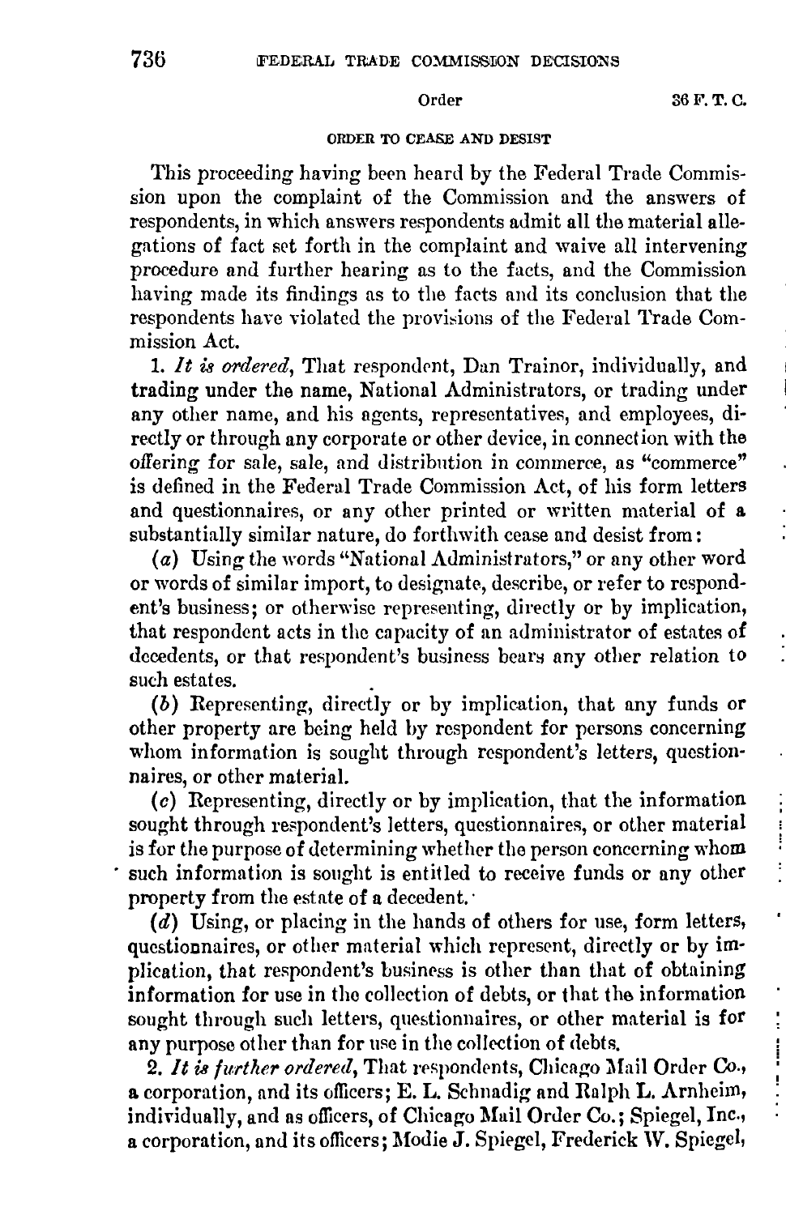Order

ORDER TO CEASE AND DESIST

This proceeding having been heard by the Federal Trade Commission upon the complaint of the Commission and the answers of respondents, in which answers respondents admit all the material allegations of fact set forth in the complaint and waive all intervening procedure and further hearing as to the facts, and the Commission having made its findings as to the facts and its conclusion that the respondents have violated the provisions of the Federal Trade Commission Act.

1. *It is ordered*, That respondent, Dan Trainor, individually, and trading under the name, National Administrators, or trading under any other name, and his agents, representatives, and employees, directly or through any corporate or other device, in connection with the offering for sale, sale, and distribution in commerce, as "commerce" is defined in the Federal Trade Commission Act, of his form letters and questionnaires, or any other printed or written material of a substantially similar nature, do forthwith cease and desist from:

(*a*) Using the words "National Administrators," or any other word or words of similar import, to designate, describe, or refer to respondent's business; or otherwise representing, directly or by implication, that respondent acts in the capacity of an administrator of estates of decedents, or that respondent's business bears any other relation to such estates.

(*b*) Representing, directly or by implication, that any funds or other property are being held by respondent for persons concerning whom information is sought through respondent's letters, questionnaires, or other material.

(*c*) Representing, directly or by implication, that the information sought through respondent's letters, questionnaires, or other material is for the purpose of determining whether the person concerning whom such information is sought is entitled to receive funds or any other property from the estate of a decedent.

(*d*) Using, or placing in the hands of others for use, form letters, questionnaires, or other material which represent, directly or by implication, that respondent's business is other than that of obtaining information for use in the collection of debts, or that the information sought through such letters, questionnaires, or other material is for any purpose other than for use in the collection of debts.

2. *It is further ordered*, That respondents, Chicago Mail Order Co., a corporation, and its officers; E. L. Schnadig and Ralph L. Arnheim, individually, and as officers, of Chicago Mail Order Co.; Spiegel, Inc., a corporation, and its officers; Modie J. Spiegel, Frederick W. Spiegel,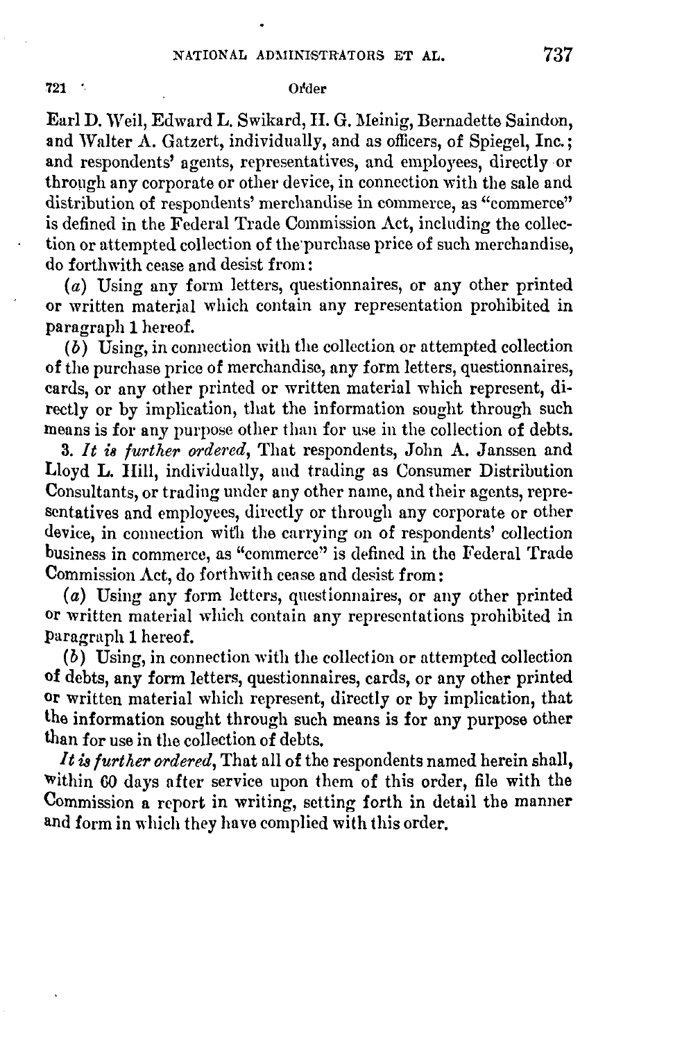Earl D. Weil, Edward L. Swikard, H. G. Meinig, Bernadette Saindon, and Walter A. Gatzert, individually, and as officers, of Spiegel, Inc.; and respondents' agents, representatives, and employees, directly or through any corporate or other device, in connection with the sale and distribution of respondents' merchandise in commerce, as "commerce" is defined in the Federal Trade Commission Act, including the collection or attempted collection of the purchase price of such merchandise, do forthwith cease and desist from:

(*a*) Using any form letters, questionnaires, or any other printed or written material which contain any representation prohibited in paragraph 1 hereof.

(*b*) Using, in connection with the collection or attempted collection of the purchase price of merchandise, any form letters, questionnaires, cards, or any other printed or written material which represent, directly or by implication, that the information sought through such means is for any purpose other than for use in the collection of debts.

3. *It is further ordered*, That respondents, John A. Janssen and Lloyd L. Hill, individually, and trading as Consumer Distribution Consultants, or trading under any other name, and their agents, representatives and employees, directly or through any corporate or other device, in connection with the carrying on of respondents' collection business in commerce, as "commerce" is defined in the Federal Trade Commission Act, do forthwith cease and desist from:

(*a*) Using any form letters, questionnaires, or any other printed or written material which contain any representations prohibited in paragraph 1 hereof.

(*b*) Using, in connection with the collection or attempted collection of debts, any form letters, questionnaires, cards, or any other printed or written material which represent, directly or by implication, that the information sought through such means is for any purpose other than for use in the collection of debts.

*It is further ordered*, That all of the respondents named herein shall, within 60 days after service upon them of this order, file with the Commission a report in writing, setting forth in detail the manner and form in which they have complied with this order.